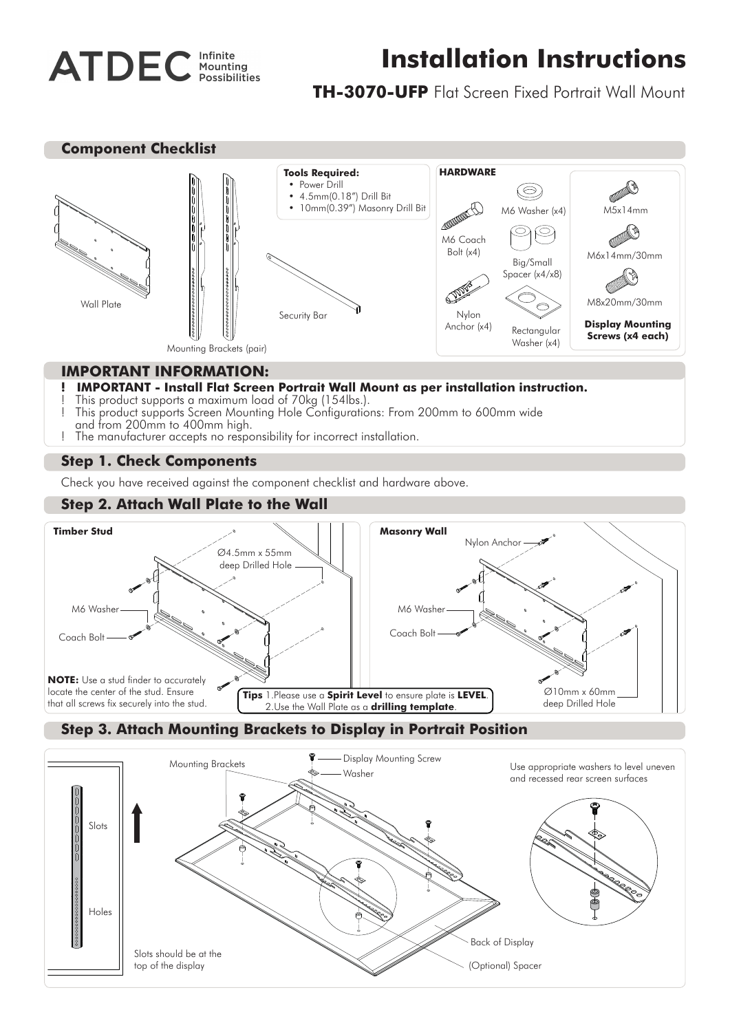ATDEC Infinite Mounting Possibilities

# Installation Instructions

**TH-3070-UFP** Flat Screen Fixed Portrait Wall Mount

## Component Checklist

Wall Plate

Mounting Brackets (pair)

Security Bar

**Tools Required:**

- Power Drill
- 4.5mm(0.18") Drill Bit
- 10mm(0.39") Masonry Drill Bit

**HARDWARE**

M6 Coach Bolt (x4)

Nylon Anchor (x4)

M6 Washer (x4)

Big/Small Spacer (x4/x8)

Rectangular Washer (x4)

M5x14mm

M6x14mm/30mm

M8x20mm/30mm

**Display Mounting Screws (x4 each)**

## IMPORTANT INFORMATION:

**! IMPORTANT - Install Flat Screen Portrait Wall Mount as per installation instruction.**

! This product supports a maximum load of 70kg (154lbs.).

! This product supports Screen Mounting Hole Configurations: From 200mm to 600mm wide and from 200mm to 400mm high.

! The manufacturer accepts no responsibility for incorrect installation.

## Step 1. Check Components

Check you have received against the component checklist and hardware above.

## Step 2. Attach Wall Plate to the Wall

**Timber Stud**

Ø4.5mm x 55mm deep Drilled Hole

M6 Washer

Coach Bolt

**NOTE:** Use a stud finder to accurately locate the center of the stud. Ensure that all screws fix securely into the stud.

**Masonry Wall**

Nylon Anchor

M6 Washer

Coach Bolt

Ø10mm x 60mm deep Drilled Hole

**Tips** 1.Please use a **Spirit Level** to ensure plate is **LEVEL**.
2.Use the Wall Plate as a **drilling template**.

## Step 3. Attach Mounting Brackets to Display in Portrait Position

Slots

Holes

Slots should be at the top of the display

Mounting Brackets

Display Mounting Screw

Washer

Use appropriate washers to level uneven and recessed rear screen surfaces

Back of Display

(Optional) Spacer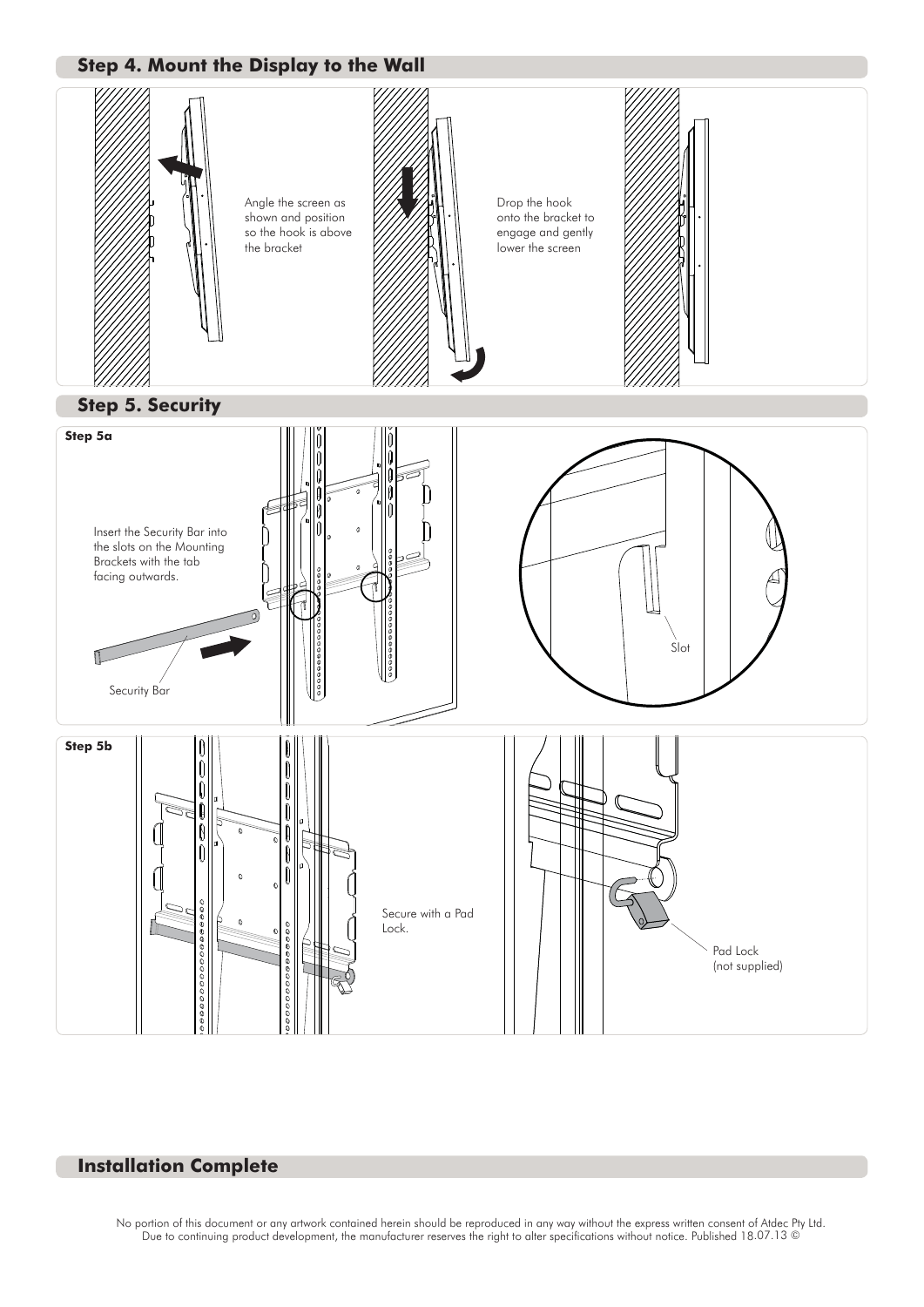## Step 4. Mount the Display to the Wall

Angle the screen as shown and position so the hook is above the bracket

Drop the hook onto the bracket to engage and gently lower the screen

## Step 5. Security

**Step 5a**

Insert the Security Bar into the slots on the Mounting Brackets with the tab facing outwards.

Security Bar

Slot

**Step 5b**

Secure with a Pad Lock.

Pad Lock
(not supplied)

## Installation Complete

No portion of this document or any artwork contained herein should be reproduced in any way without the express written consent of Atdec Pty Ltd.
Due to continuing product development, the manufacturer reserves the right to alter specifications without notice. Published 18.07.13 ©